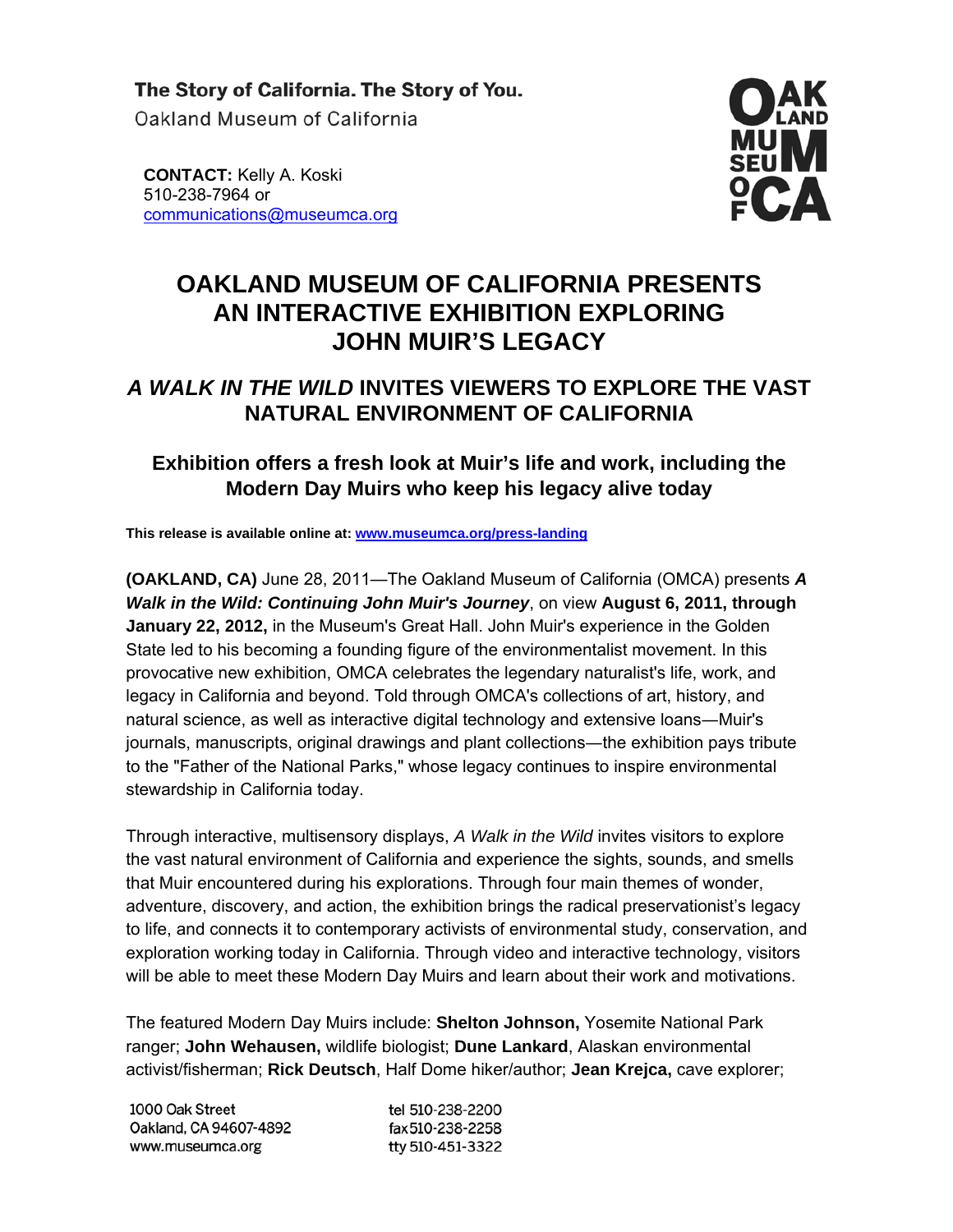The Story of California. The Story of You.
Oakland Museum of California

**CONTACT:** Kelly A. Koski
510-238-7964 or
communications@museumca.org

# OAKLAND MUSEUM OF CALIFORNIA PRESENTS AN INTERACTIVE EXHIBITION EXPLORING JOHN MUIR'S LEGACY

## *A WALK IN THE WILD* INVITES VIEWERS TO EXPLORE THE VAST NATURAL ENVIRONMENT OF CALIFORNIA

### Exhibition offers a fresh look at Muir's life and work, including the Modern Day Muirs who keep his legacy alive today

**This release is available online at: www.museumca.org/press-landing**

**(OAKLAND, CA)** June 28, 2011—The Oakland Museum of California (OMCA) presents ***A Walk in the Wild: Continuing John Muir's Journey***, on view **August 6, 2011, through January 22, 2012,** in the Museum's Great Hall. John Muir's experience in the Golden State led to his becoming a founding figure of the environmentalist movement. In this provocative new exhibition, OMCA celebrates the legendary naturalist's life, work, and legacy in California and beyond. Told through OMCA's collections of art, history, and natural science, as well as interactive digital technology and extensive loans—Muir's journals, manuscripts, original drawings and plant collections—the exhibition pays tribute to the "Father of the National Parks," whose legacy continues to inspire environmental stewardship in California today.

Through interactive, multisensory displays, *A Walk in the Wild* invites visitors to explore the vast natural environment of California and experience the sights, sounds, and smells that Muir encountered during his explorations. Through four main themes of wonder, adventure, discovery, and action, the exhibition brings the radical preservationist's legacy to life, and connects it to contemporary activists of environmental study, conservation, and exploration working today in California. Through video and interactive technology, visitors will be able to meet these Modern Day Muirs and learn about their work and motivations.

The featured Modern Day Muirs include: **Shelton Johnson,** Yosemite National Park ranger; **John Wehausen,** wildlife biologist; **Dune Lankard**, Alaskan environmental activist/fisherman; **Rick Deutsch**, Half Dome hiker/author; **Jean Krejca,** cave explorer;

1000 Oak Street
Oakland, CA 94607-4892
www.museumca.org

tel 510-238-2200
fax 510-238-2258
tty 510-451-3322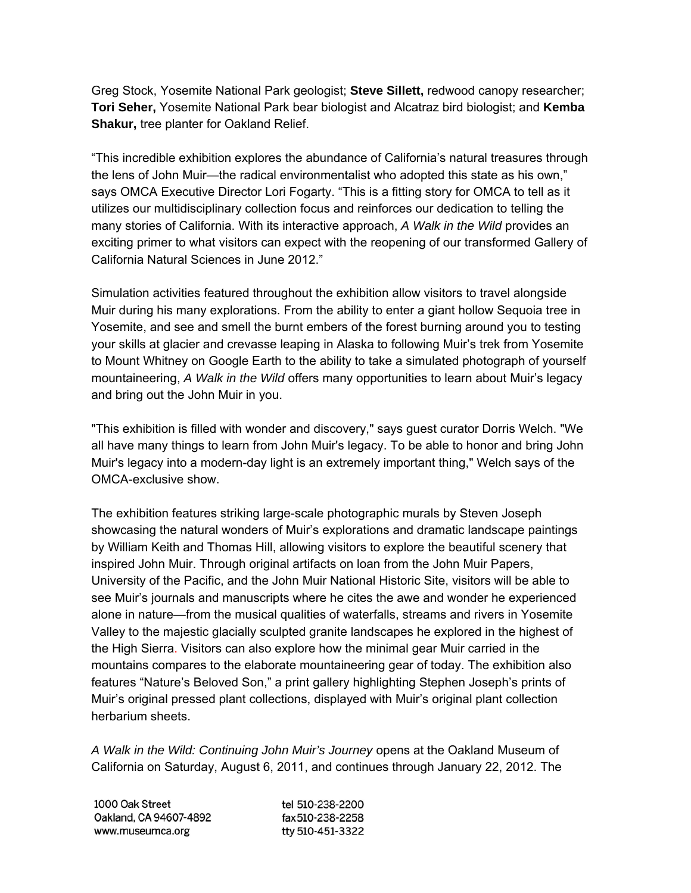Greg Stock, Yosemite National Park geologist; **Steve Sillett,** redwood canopy researcher; **Tori Seher,** Yosemite National Park bear biologist and Alcatraz bird biologist; and **Kemba Shakur,** tree planter for Oakland Relief.

"This incredible exhibition explores the abundance of California's natural treasures through the lens of John Muir—the radical environmentalist who adopted this state as his own," says OMCA Executive Director Lori Fogarty. "This is a fitting story for OMCA to tell as it utilizes our multidisciplinary collection focus and reinforces our dedication to telling the many stories of California. With its interactive approach, *A Walk in the Wild* provides an exciting primer to what visitors can expect with the reopening of our transformed Gallery of California Natural Sciences in June 2012."

Simulation activities featured throughout the exhibition allow visitors to travel alongside Muir during his many explorations. From the ability to enter a giant hollow Sequoia tree in Yosemite, and see and smell the burnt embers of the forest burning around you to testing your skills at glacier and crevasse leaping in Alaska to following Muir's trek from Yosemite to Mount Whitney on Google Earth to the ability to take a simulated photograph of yourself mountaineering, *A Walk in the Wild* offers many opportunities to learn about Muir's legacy and bring out the John Muir in you.

"This exhibition is filled with wonder and discovery," says guest curator Dorris Welch. "We all have many things to learn from John Muir's legacy. To be able to honor and bring John Muir's legacy into a modern-day light is an extremely important thing," Welch says of the OMCA-exclusive show.

The exhibition features striking large-scale photographic murals by Steven Joseph showcasing the natural wonders of Muir's explorations and dramatic landscape paintings by William Keith and Thomas Hill, allowing visitors to explore the beautiful scenery that inspired John Muir. Through original artifacts on loan from the John Muir Papers, University of the Pacific, and the John Muir National Historic Site, visitors will be able to see Muir's journals and manuscripts where he cites the awe and wonder he experienced alone in nature—from the musical qualities of waterfalls, streams and rivers in Yosemite Valley to the majestic glacially sculpted granite landscapes he explored in the highest of the High Sierra. Visitors can also explore how the minimal gear Muir carried in the mountains compares to the elaborate mountaineering gear of today. The exhibition also features "Nature's Beloved Son," a print gallery highlighting Stephen Joseph's prints of Muir's original pressed plant collections, displayed with Muir's original plant collection herbarium sheets.

*A Walk in the Wild: Continuing John Muir's Journey* opens at the Oakland Museum of California on Saturday, August 6, 2011, and continues through January 22, 2012. The

1000 Oak Street
Oakland, CA 94607-4892
www.museumca.org

tel 510-238-2200
fax 510-238-2258
tty 510-451-3322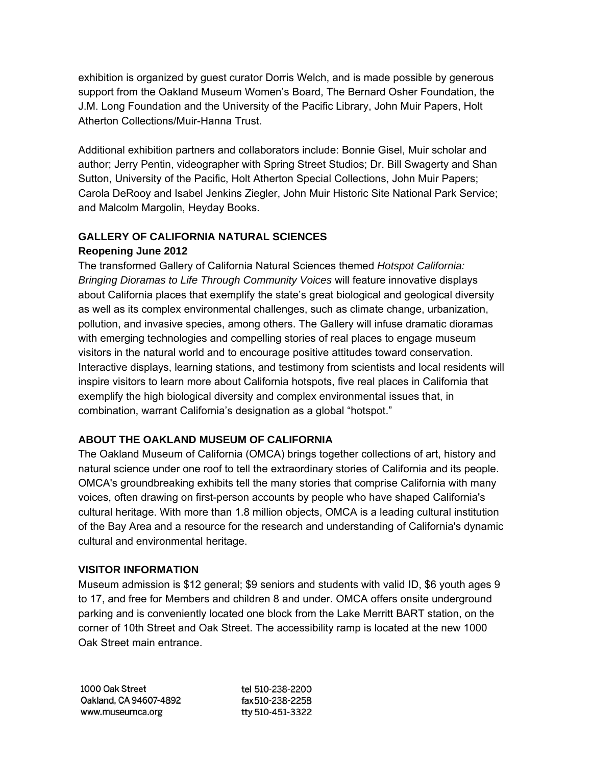exhibition is organized by guest curator Dorris Welch, and is made possible by generous support from the Oakland Museum Women's Board, The Bernard Osher Foundation, the J.M. Long Foundation and the University of the Pacific Library, John Muir Papers, Holt Atherton Collections/Muir-Hanna Trust.

Additional exhibition partners and collaborators include: Bonnie Gisel, Muir scholar and author; Jerry Pentin, videographer with Spring Street Studios; Dr. Bill Swagerty and Shan Sutton, University of the Pacific, Holt Atherton Special Collections, John Muir Papers; Carola DeRooy and Isabel Jenkins Ziegler, John Muir Historic Site National Park Service; and Malcolm Margolin, Heyday Books.

**GALLERY OF CALIFORNIA NATURAL SCIENCES**
**Reopening June 2012**

The transformed Gallery of California Natural Sciences themed *Hotspot California: Bringing Dioramas to Life Through Community Voices* will feature innovative displays about California places that exemplify the state's great biological and geological diversity as well as its complex environmental challenges, such as climate change, urbanization, pollution, and invasive species, among others. The Gallery will infuse dramatic dioramas with emerging technologies and compelling stories of real places to engage museum visitors in the natural world and to encourage positive attitudes toward conservation. Interactive displays, learning stations, and testimony from scientists and local residents will inspire visitors to learn more about California hotspots, five real places in California that exemplify the high biological diversity and complex environmental issues that, in combination, warrant California's designation as a global "hotspot."

**ABOUT THE OAKLAND MUSEUM OF CALIFORNIA**

The Oakland Museum of California (OMCA) brings together collections of art, history and natural science under one roof to tell the extraordinary stories of California and its people. OMCA's groundbreaking exhibits tell the many stories that comprise California with many voices, often drawing on first-person accounts by people who have shaped California's cultural heritage. With more than 1.8 million objects, OMCA is a leading cultural institution of the Bay Area and a resource for the research and understanding of California's dynamic cultural and environmental heritage.

**VISITOR INFORMATION**

Museum admission is $12 general; $9 seniors and students with valid ID, $6 youth ages 9 to 17, and free for Members and children 8 and under. OMCA offers onsite underground parking and is conveniently located one block from the Lake Merritt BART station, on the corner of 10th Street and Oak Street. The accessibility ramp is located at the new 1000 Oak Street main entrance.

1000 Oak Street
Oakland, CA 94607-4892
www.museumca.org

tel 510-238-2200
fax 510-238-2258
tty 510-451-3322